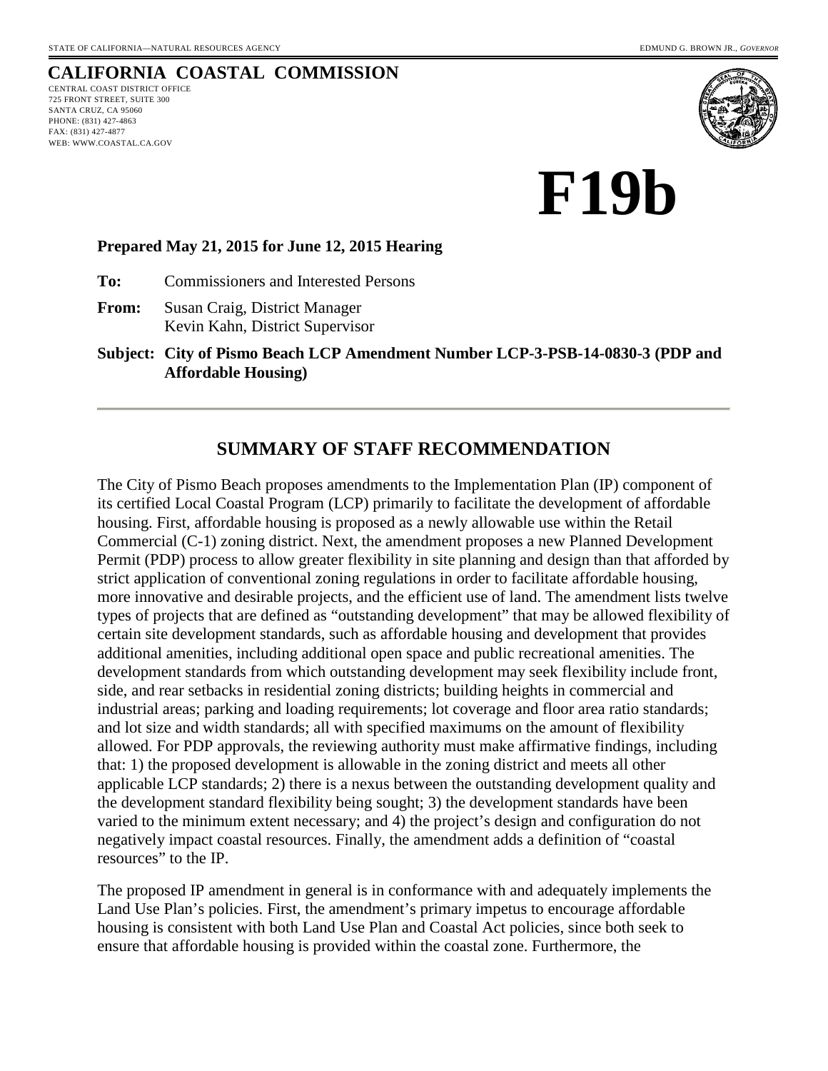STATE OF CALIFORNIA—NATURAL RESOURCES AGENCY

EDMUND G. BROWN JR., *GOVERNOR*

**CALIFORNIA COASTAL COMMISSION**

CENTRAL COAST DISTRICT OFFICE
725 FRONT STREET, SUITE 300
SANTA CRUZ, CA 95060
PHONE: (831) 427-4863
FAX: (831) 427-4877
WEB: WWW.COASTAL.CA.GOV

# F19b

**Prepared May 21, 2015 for June 12, 2015 Hearing**

**To:** Commissioners and Interested Persons

**From:** Susan Craig, District Manager
Kevin Kahn, District Supervisor

**Subject: City of Pismo Beach LCP Amendment Number LCP-3-PSB-14-0830-3 (PDP and Affordable Housing)**

---

## SUMMARY OF STAFF RECOMMENDATION

The City of Pismo Beach proposes amendments to the Implementation Plan (IP) component of its certified Local Coastal Program (LCP) primarily to facilitate the development of affordable housing. First, affordable housing is proposed as a newly allowable use within the Retail Commercial (C-1) zoning district. Next, the amendment proposes a new Planned Development Permit (PDP) process to allow greater flexibility in site planning and design than that afforded by strict application of conventional zoning regulations in order to facilitate affordable housing, more innovative and desirable projects, and the efficient use of land. The amendment lists twelve types of projects that are defined as "outstanding development" that may be allowed flexibility of certain site development standards, such as affordable housing and development that provides additional amenities, including additional open space and public recreational amenities. The development standards from which outstanding development may seek flexibility include front, side, and rear setbacks in residential zoning districts; building heights in commercial and industrial areas; parking and loading requirements; lot coverage and floor area ratio standards; and lot size and width standards; all with specified maximums on the amount of flexibility allowed. For PDP approvals, the reviewing authority must make affirmative findings, including that: 1) the proposed development is allowable in the zoning district and meets all other applicable LCP standards; 2) there is a nexus between the outstanding development quality and the development standard flexibility being sought; 3) the development standards have been varied to the minimum extent necessary; and 4) the project's design and configuration do not negatively impact coastal resources. Finally, the amendment adds a definition of "coastal resources" to the IP.

The proposed IP amendment in general is in conformance with and adequately implements the Land Use Plan's policies. First, the amendment's primary impetus to encourage affordable housing is consistent with both Land Use Plan and Coastal Act policies, since both seek to ensure that affordable housing is provided within the coastal zone. Furthermore, the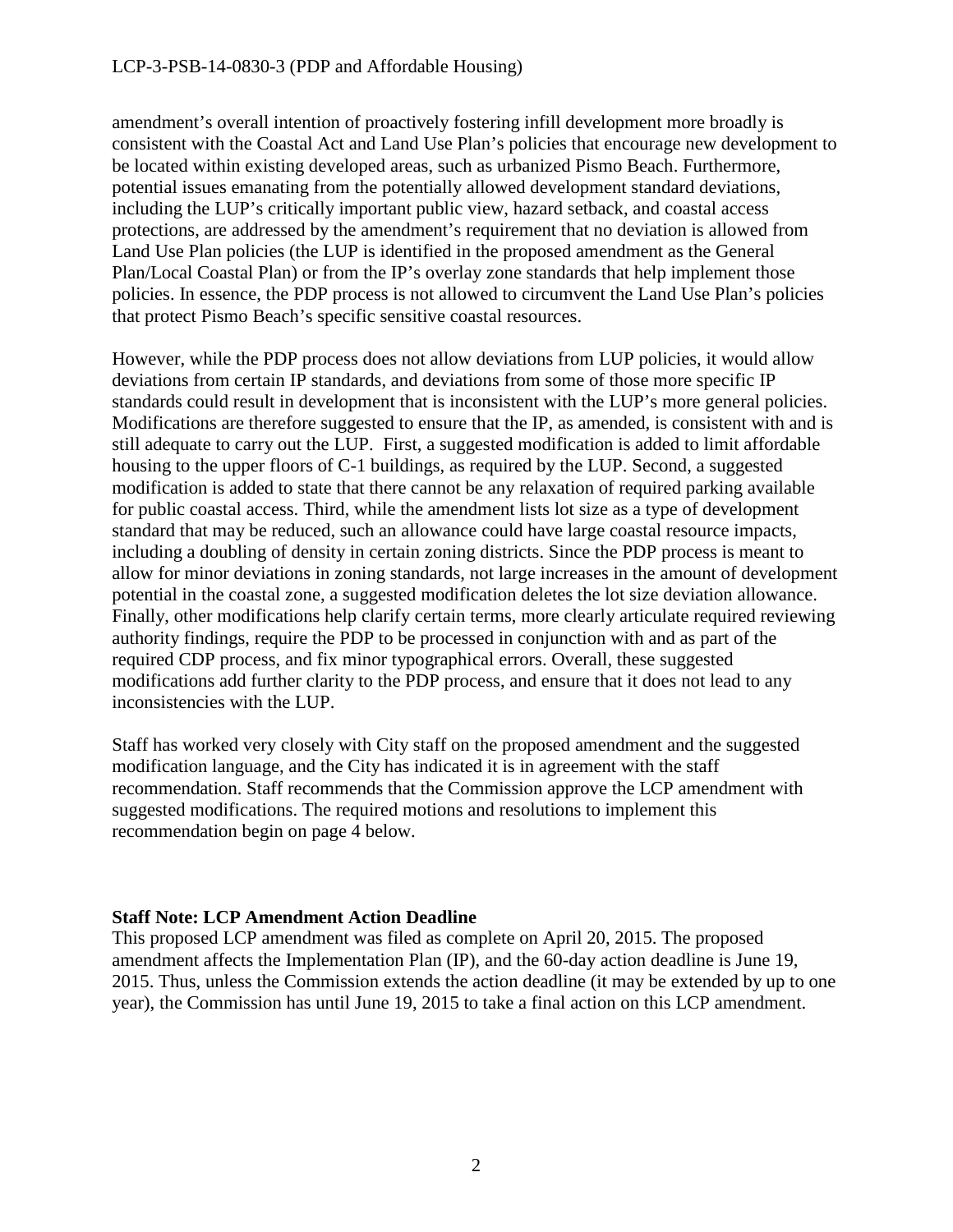amendment's overall intention of proactively fostering infill development more broadly is consistent with the Coastal Act and Land Use Plan's policies that encourage new development to be located within existing developed areas, such as urbanized Pismo Beach. Furthermore, potential issues emanating from the potentially allowed development standard deviations, including the LUP's critically important public view, hazard setback, and coastal access protections, are addressed by the amendment's requirement that no deviation is allowed from Land Use Plan policies (the LUP is identified in the proposed amendment as the General Plan/Local Coastal Plan) or from the IP's overlay zone standards that help implement those policies. In essence, the PDP process is not allowed to circumvent the Land Use Plan's policies that protect Pismo Beach's specific sensitive coastal resources.

However, while the PDP process does not allow deviations from LUP policies, it would allow deviations from certain IP standards, and deviations from some of those more specific IP standards could result in development that is inconsistent with the LUP's more general policies. Modifications are therefore suggested to ensure that the IP, as amended, is consistent with and is still adequate to carry out the LUP. First, a suggested modification is added to limit affordable housing to the upper floors of C-1 buildings, as required by the LUP. Second, a suggested modification is added to state that there cannot be any relaxation of required parking available for public coastal access. Third, while the amendment lists lot size as a type of development standard that may be reduced, such an allowance could have large coastal resource impacts, including a doubling of density in certain zoning districts. Since the PDP process is meant to allow for minor deviations in zoning standards, not large increases in the amount of development potential in the coastal zone, a suggested modification deletes the lot size deviation allowance. Finally, other modifications help clarify certain terms, more clearly articulate required reviewing authority findings, require the PDP to be processed in conjunction with and as part of the required CDP process, and fix minor typographical errors. Overall, these suggested modifications add further clarity to the PDP process, and ensure that it does not lead to any inconsistencies with the LUP.

Staff has worked very closely with City staff on the proposed amendment and the suggested modification language, and the City has indicated it is in agreement with the staff recommendation. Staff recommends that the Commission approve the LCP amendment with suggested modifications. The required motions and resolutions to implement this recommendation begin on page 4 below.

**Staff Note: LCP Amendment Action Deadline**

This proposed LCP amendment was filed as complete on April 20, 2015. The proposed amendment affects the Implementation Plan (IP), and the 60-day action deadline is June 19, 2015. Thus, unless the Commission extends the action deadline (it may be extended by up to one year), the Commission has until June 19, 2015 to take a final action on this LCP amendment.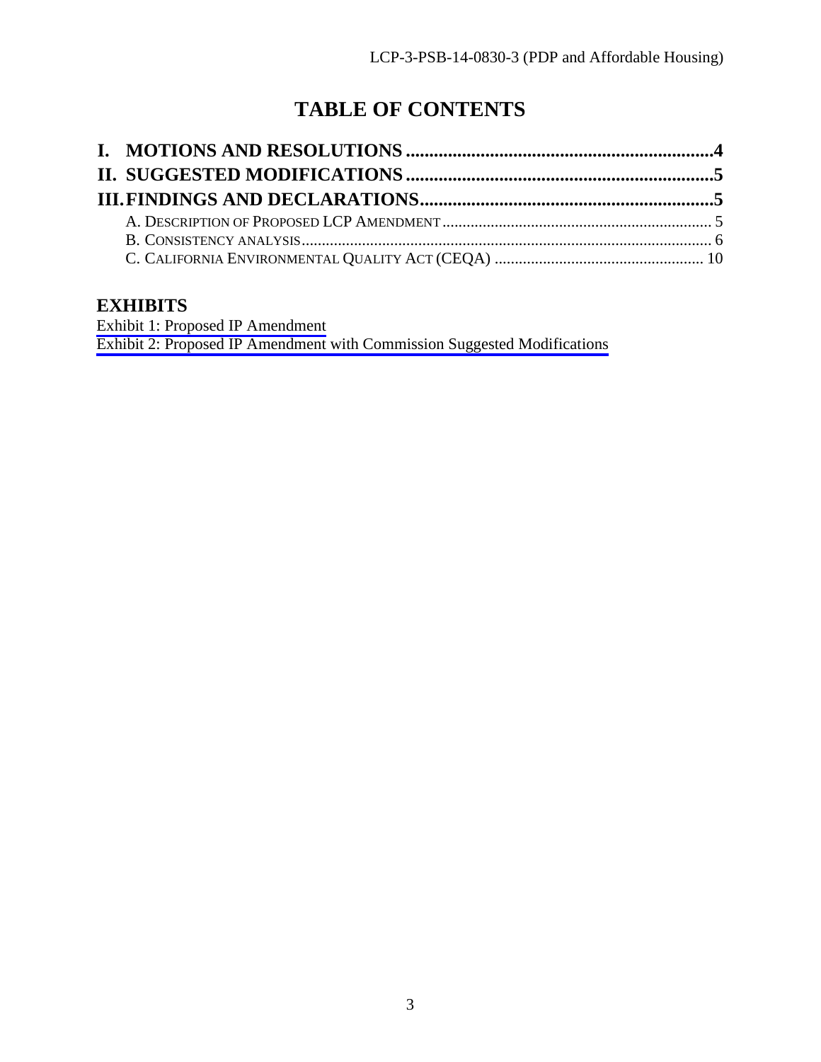# TABLE OF CONTENTS

**I. MOTIONS AND RESOLUTIONS ..................................................................4**

**II. SUGGESTED MODIFICATIONS ..................................................................5**

**III. FINDINGS AND DECLARATIONS...............................................................5**

- A. DESCRIPTION OF PROPOSED LCP AMENDMENT ................................................................... 5
- B. CONSISTENCY ANALYSIS....................................................................................................... 6
- C. CALIFORNIA ENVIRONMENTAL QUALITY ACT (CEQA) .................................................... 10

## EXHIBITS

Exhibit 1: Proposed IP Amendment
Exhibit 2: Proposed IP Amendment with Commission Suggested Modifications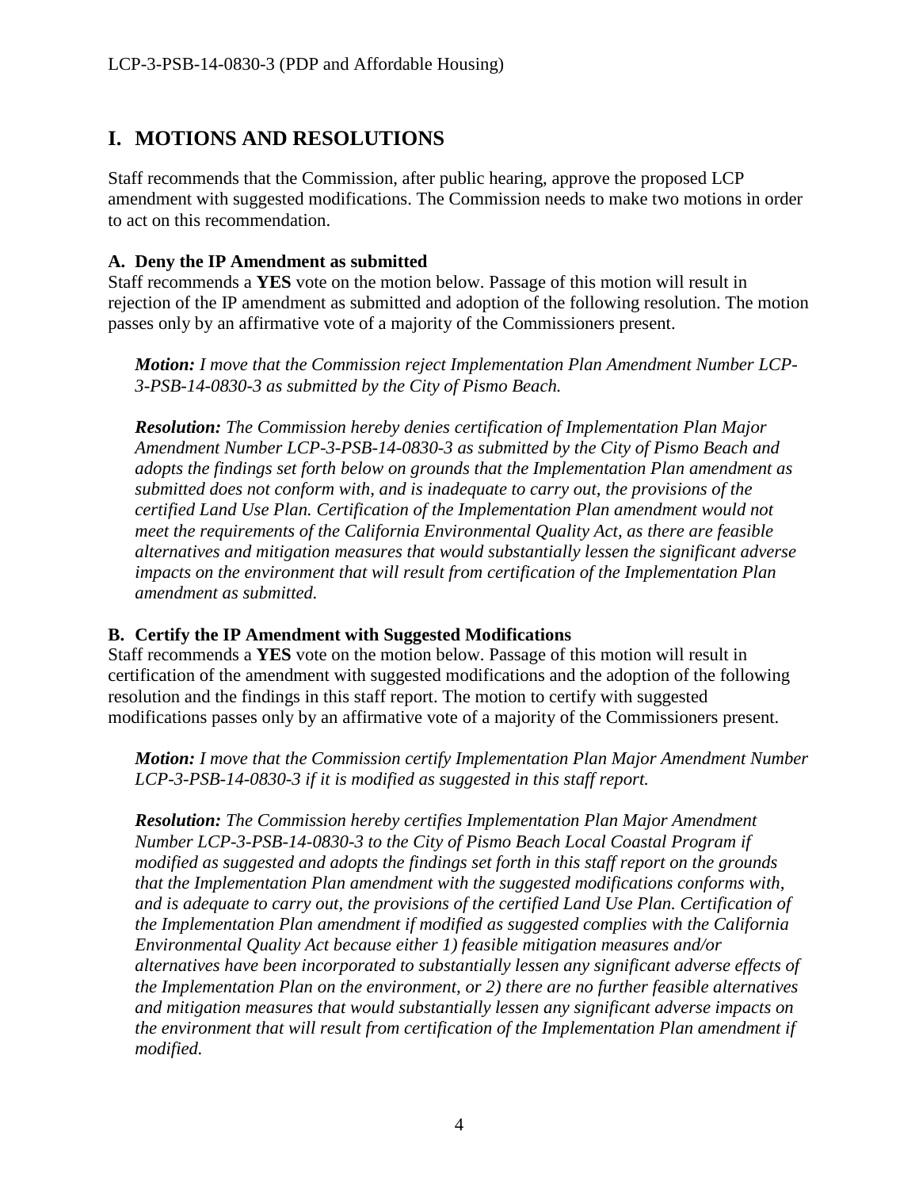# I. MOTIONS AND RESOLUTIONS

Staff recommends that the Commission, after public hearing, approve the proposed LCP amendment with suggested modifications. The Commission needs to make two motions in order to act on this recommendation.

### A. Deny the IP Amendment as submitted

Staff recommends a **YES** vote on the motion below. Passage of this motion will result in rejection of the IP amendment as submitted and adoption of the following resolution. The motion passes only by an affirmative vote of a majority of the Commissioners present.

> ***Motion:*** *I move that the Commission reject Implementation Plan Amendment Number LCP-3-PSB-14-0830-3 as submitted by the City of Pismo Beach.*
>
> ***Resolution:*** *The Commission hereby denies certification of Implementation Plan Major Amendment Number LCP-3-PSB-14-0830-3 as submitted by the City of Pismo Beach and adopts the findings set forth below on grounds that the Implementation Plan amendment as submitted does not conform with, and is inadequate to carry out, the provisions of the certified Land Use Plan. Certification of the Implementation Plan amendment would not meet the requirements of the California Environmental Quality Act, as there are feasible alternatives and mitigation measures that would substantially lessen the significant adverse impacts on the environment that will result from certification of the Implementation Plan amendment as submitted.*

### B. Certify the IP Amendment with Suggested Modifications

Staff recommends a **YES** vote on the motion below. Passage of this motion will result in certification of the amendment with suggested modifications and the adoption of the following resolution and the findings in this staff report. The motion to certify with suggested modifications passes only by an affirmative vote of a majority of the Commissioners present.

> ***Motion:*** *I move that the Commission certify Implementation Plan Major Amendment Number LCP-3-PSB-14-0830-3 if it is modified as suggested in this staff report.*
>
> ***Resolution:*** *The Commission hereby certifies Implementation Plan Major Amendment Number LCP-3-PSB-14-0830-3 to the City of Pismo Beach Local Coastal Program if modified as suggested and adopts the findings set forth in this staff report on the grounds that the Implementation Plan amendment with the suggested modifications conforms with, and is adequate to carry out, the provisions of the certified Land Use Plan. Certification of the Implementation Plan amendment if modified as suggested complies with the California Environmental Quality Act because either 1) feasible mitigation measures and/or alternatives have been incorporated to substantially lessen any significant adverse effects of the Implementation Plan on the environment, or 2) there are no further feasible alternatives and mitigation measures that would substantially lessen any significant adverse impacts on the environment that will result from certification of the Implementation Plan amendment if modified.*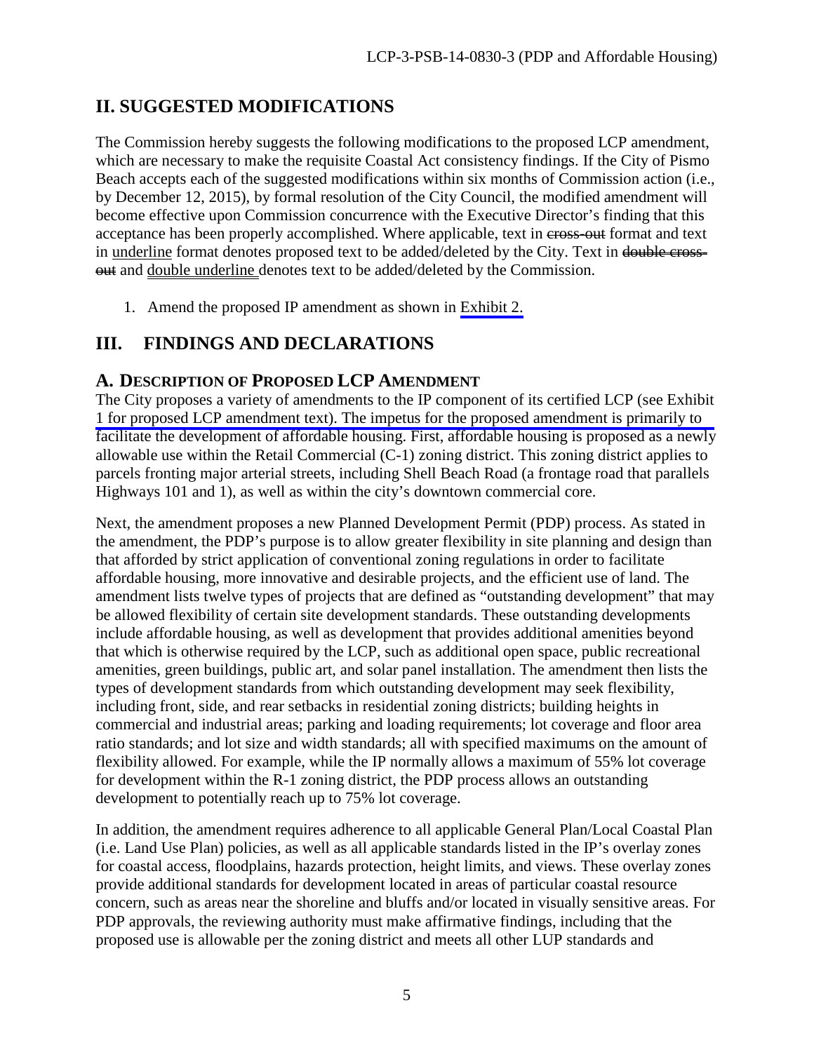## II. SUGGESTED MODIFICATIONS

The Commission hereby suggests the following modifications to the proposed LCP amendment, which are necessary to make the requisite Coastal Act consistency findings. If the City of Pismo Beach accepts each of the suggested modifications within six months of Commission action (i.e., by December 12, 2015), by formal resolution of the City Council, the modified amendment will become effective upon Commission concurrence with the Executive Director's finding that this acceptance has been properly accomplished. Where applicable, text in ~~cross-out~~ format and text in underline format denotes proposed text to be added/deleted by the City. Text in ~~double cross-out~~ and double underline denotes text to be added/deleted by the Commission.

1. Amend the proposed IP amendment as shown in Exhibit 2.

## III. FINDINGS AND DECLARATIONS

### A. DESCRIPTION OF PROPOSED LCP AMENDMENT

The City proposes a variety of amendments to the IP component of its certified LCP (see Exhibit 1 for proposed LCP amendment text). The impetus for the proposed amendment is primarily to facilitate the development of affordable housing. First, affordable housing is proposed as a newly allowable use within the Retail Commercial (C-1) zoning district. This zoning district applies to parcels fronting major arterial streets, including Shell Beach Road (a frontage road that parallels Highways 101 and 1), as well as within the city's downtown commercial core.

Next, the amendment proposes a new Planned Development Permit (PDP) process. As stated in the amendment, the PDP's purpose is to allow greater flexibility in site planning and design than that afforded by strict application of conventional zoning regulations in order to facilitate affordable housing, more innovative and desirable projects, and the efficient use of land. The amendment lists twelve types of projects that are defined as "outstanding development" that may be allowed flexibility of certain site development standards. These outstanding developments include affordable housing, as well as development that provides additional amenities beyond that which is otherwise required by the LCP, such as additional open space, public recreational amenities, green buildings, public art, and solar panel installation. The amendment then lists the types of development standards from which outstanding development may seek flexibility, including front, side, and rear setbacks in residential zoning districts; building heights in commercial and industrial areas; parking and loading requirements; lot coverage and floor area ratio standards; and lot size and width standards; all with specified maximums on the amount of flexibility allowed. For example, while the IP normally allows a maximum of 55% lot coverage for development within the R-1 zoning district, the PDP process allows an outstanding development to potentially reach up to 75% lot coverage.

In addition, the amendment requires adherence to all applicable General Plan/Local Coastal Plan (i.e. Land Use Plan) policies, as well as all applicable standards listed in the IP's overlay zones for coastal access, floodplains, hazards protection, height limits, and views. These overlay zones provide additional standards for development located in areas of particular coastal resource concern, such as areas near the shoreline and bluffs and/or located in visually sensitive areas. For PDP approvals, the reviewing authority must make affirmative findings, including that the proposed use is allowable per the zoning district and meets all other LUP standards and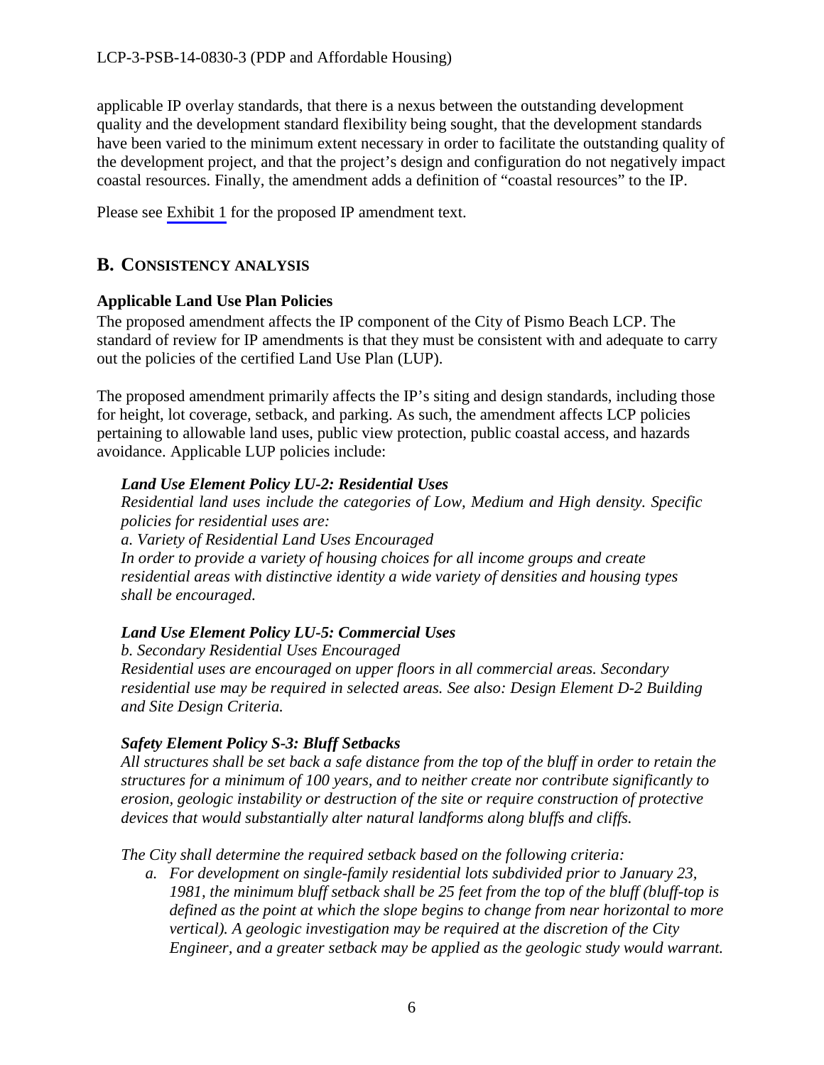applicable IP overlay standards, that there is a nexus between the outstanding development quality and the development standard flexibility being sought, that the development standards have been varied to the minimum extent necessary in order to facilitate the outstanding quality of the development project, and that the project's design and configuration do not negatively impact coastal resources. Finally, the amendment adds a definition of "coastal resources" to the IP.

Please see Exhibit 1 for the proposed IP amendment text.

## B. CONSISTENCY ANALYSIS

### Applicable Land Use Plan Policies

The proposed amendment affects the IP component of the City of Pismo Beach LCP. The standard of review for IP amendments is that they must be consistent with and adequate to carry out the policies of the certified Land Use Plan (LUP).

The proposed amendment primarily affects the IP's siting and design standards, including those for height, lot coverage, setback, and parking. As such, the amendment affects LCP policies pertaining to allowable land uses, public view protection, public coastal access, and hazards avoidance. Applicable LUP policies include:

> ***Land Use Element Policy LU-2: Residential Uses***
> *Residential land uses include the categories of Low, Medium and High density. Specific policies for residential uses are:*
> *a. Variety of Residential Land Uses Encouraged*
> *In order to provide a variety of housing choices for all income groups and create residential areas with distinctive identity a wide variety of densities and housing types shall be encouraged.*
>
> ***Land Use Element Policy LU-5: Commercial Uses***
> *b. Secondary Residential Uses Encouraged*
> *Residential uses are encouraged on upper floors in all commercial areas. Secondary residential use may be required in selected areas. See also: Design Element D-2 Building and Site Design Criteria.*
>
> ***Safety Element Policy S-3: Bluff Setbacks***
> *All structures shall be set back a safe distance from the top of the bluff in order to retain the structures for a minimum of 100 years, and to neither create nor contribute significantly to erosion, geologic instability or destruction of the site or require construction of protective devices that would substantially alter natural landforms along bluffs and cliffs.*
>
> *The City shall determine the required setback based on the following criteria:*
>
> *a. For development on single-family residential lots subdivided prior to January 23, 1981, the minimum bluff setback shall be 25 feet from the top of the bluff (bluff-top is defined as the point at which the slope begins to change from near horizontal to more vertical). A geologic investigation may be required at the discretion of the City Engineer, and a greater setback may be applied as the geologic study would warrant.*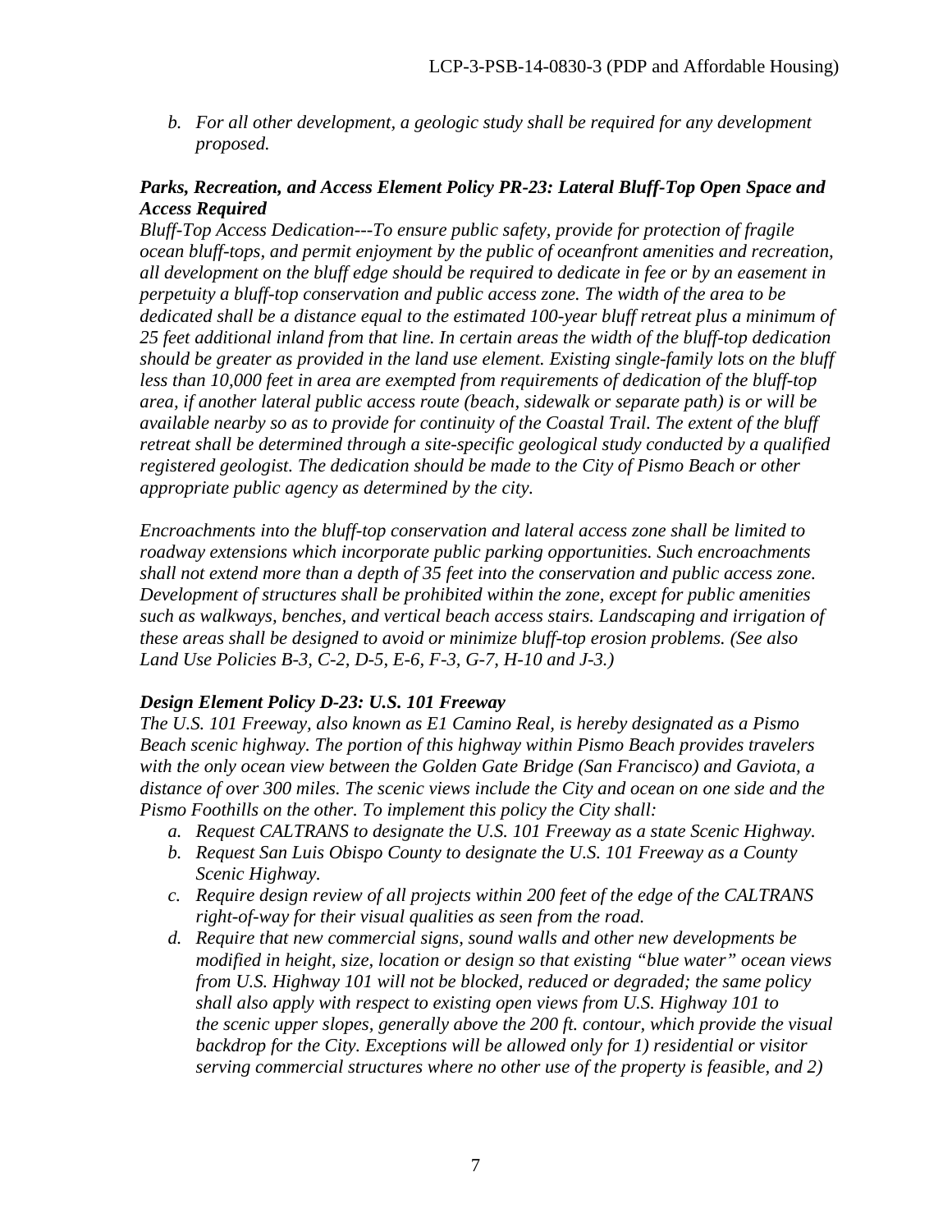*b. For all other development, a geologic study shall be required for any development proposed.*

***Parks, Recreation, and Access Element Policy PR-23: Lateral Bluff-Top Open Space and Access Required***

*Bluff-Top Access Dedication---To ensure public safety, provide for protection of fragile ocean bluff-tops, and permit enjoyment by the public of oceanfront amenities and recreation, all development on the bluff edge should be required to dedicate in fee or by an easement in perpetuity a bluff-top conservation and public access zone. The width of the area to be dedicated shall be a distance equal to the estimated 100-year bluff retreat plus a minimum of 25 feet additional inland from that line. In certain areas the width of the bluff-top dedication should be greater as provided in the land use element. Existing single-family lots on the bluff less than 10,000 feet in area are exempted from requirements of dedication of the bluff-top area, if another lateral public access route (beach, sidewalk or separate path) is or will be available nearby so as to provide for continuity of the Coastal Trail. The extent of the bluff retreat shall be determined through a site-specific geological study conducted by a qualified registered geologist. The dedication should be made to the City of Pismo Beach or other appropriate public agency as determined by the city.*

*Encroachments into the bluff-top conservation and lateral access zone shall be limited to roadway extensions which incorporate public parking opportunities. Such encroachments shall not extend more than a depth of 35 feet into the conservation and public access zone. Development of structures shall be prohibited within the zone, except for public amenities such as walkways, benches, and vertical beach access stairs. Landscaping and irrigation of these areas shall be designed to avoid or minimize bluff-top erosion problems. (See also Land Use Policies B-3, C-2, D-5, E-6, F-3, G-7, H-10 and J-3.)*

***Design Element Policy D-23: U.S. 101 Freeway***

*The U.S. 101 Freeway, also known as E1 Camino Real, is hereby designated as a Pismo Beach scenic highway. The portion of this highway within Pismo Beach provides travelers with the only ocean view between the Golden Gate Bridge (San Francisco) and Gaviota, a distance of over 300 miles. The scenic views include the City and ocean on one side and the Pismo Foothills on the other. To implement this policy the City shall:*

- *a. Request CALTRANS to designate the U.S. 101 Freeway as a state Scenic Highway.*
- *b. Request San Luis Obispo County to designate the U.S. 101 Freeway as a County Scenic Highway.*
- *c. Require design review of all projects within 200 feet of the edge of the CALTRANS right-of-way for their visual qualities as seen from the road.*
- *d. Require that new commercial signs, sound walls and other new developments be modified in height, size, location or design so that existing "blue water" ocean views from U.S. Highway 101 will not be blocked, reduced or degraded; the same policy shall also apply with respect to existing open views from U.S. Highway 101 to the scenic upper slopes, generally above the 200 ft. contour, which provide the visual backdrop for the City. Exceptions will be allowed only for 1) residential or visitor serving commercial structures where no other use of the property is feasible, and 2)*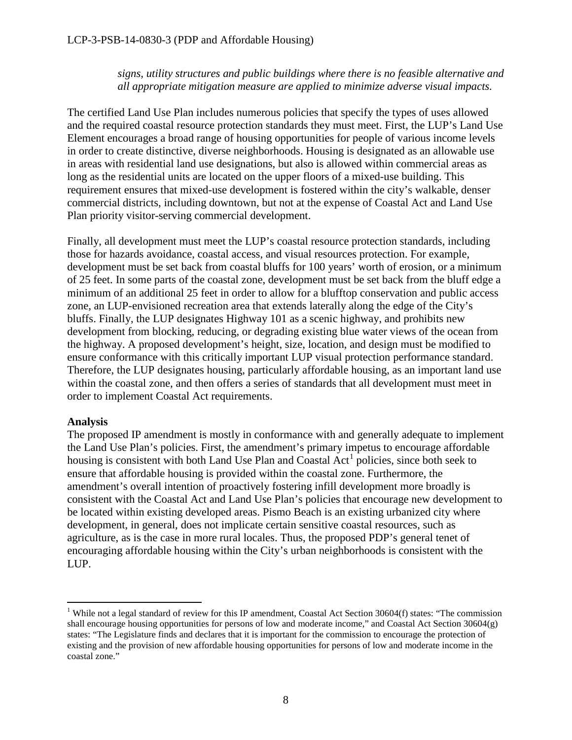*signs, utility structures and public buildings where there is no feasible alternative and all appropriate mitigation measure are applied to minimize adverse visual impacts.*

The certified Land Use Plan includes numerous policies that specify the types of uses allowed and the required coastal resource protection standards they must meet. First, the LUP's Land Use Element encourages a broad range of housing opportunities for people of various income levels in order to create distinctive, diverse neighborhoods. Housing is designated as an allowable use in areas with residential land use designations, but also is allowed within commercial areas as long as the residential units are located on the upper floors of a mixed-use building. This requirement ensures that mixed-use development is fostered within the city's walkable, denser commercial districts, including downtown, but not at the expense of Coastal Act and Land Use Plan priority visitor-serving commercial development.

Finally, all development must meet the LUP's coastal resource protection standards, including those for hazards avoidance, coastal access, and visual resources protection. For example, development must be set back from coastal bluffs for 100 years' worth of erosion, or a minimum of 25 feet. In some parts of the coastal zone, development must be set back from the bluff edge a minimum of an additional 25 feet in order to allow for a blufftop conservation and public access zone, an LUP-envisioned recreation area that extends laterally along the edge of the City's bluffs. Finally, the LUP designates Highway 101 as a scenic highway, and prohibits new development from blocking, reducing, or degrading existing blue water views of the ocean from the highway. A proposed development's height, size, location, and design must be modified to ensure conformance with this critically important LUP visual protection performance standard. Therefore, the LUP designates housing, particularly affordable housing, as an important land use within the coastal zone, and then offers a series of standards that all development must meet in order to implement Coastal Act requirements.

**Analysis**

The proposed IP amendment is mostly in conformance with and generally adequate to implement the Land Use Plan's policies. First, the amendment's primary impetus to encourage affordable housing is consistent with both Land Use Plan and Coastal Act[1] policies, since both seek to ensure that affordable housing is provided within the coastal zone. Furthermore, the amendment's overall intention of proactively fostering infill development more broadly is consistent with the Coastal Act and Land Use Plan's policies that encourage new development to be located within existing developed areas. Pismo Beach is an existing urbanized city where development, in general, does not implicate certain sensitive coastal resources, such as agriculture, as is the case in more rural locales. Thus, the proposed PDP's general tenet of encouraging affordable housing within the City's urban neighborhoods is consistent with the LUP.

[1] While not a legal standard of review for this IP amendment, Coastal Act Section 30604(f) states: "The commission shall encourage housing opportunities for persons of low and moderate income," and Coastal Act Section 30604(g) states: "The Legislature finds and declares that it is important for the commission to encourage the protection of existing and the provision of new affordable housing opportunities for persons of low and moderate income in the coastal zone."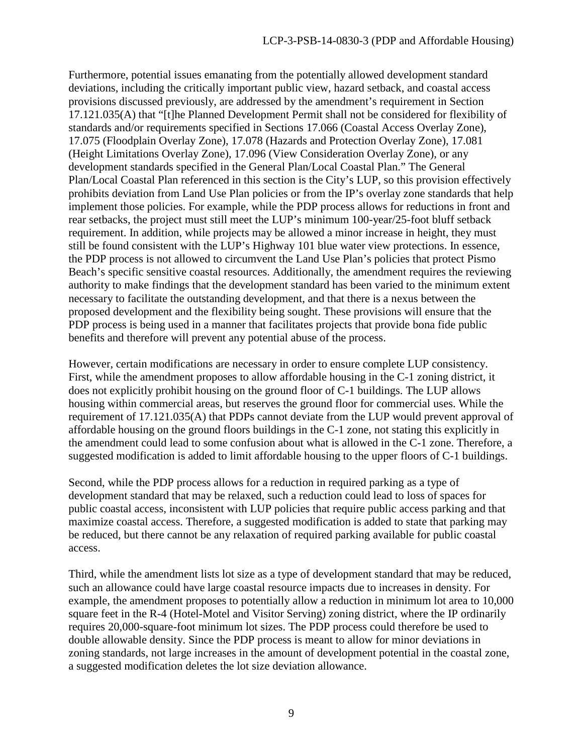Furthermore, potential issues emanating from the potentially allowed development standard deviations, including the critically important public view, hazard setback, and coastal access provisions discussed previously, are addressed by the amendment's requirement in Section 17.121.035(A) that "[t]he Planned Development Permit shall not be considered for flexibility of standards and/or requirements specified in Sections 17.066 (Coastal Access Overlay Zone), 17.075 (Floodplain Overlay Zone), 17.078 (Hazards and Protection Overlay Zone), 17.081 (Height Limitations Overlay Zone), 17.096 (View Consideration Overlay Zone), or any development standards specified in the General Plan/Local Coastal Plan." The General Plan/Local Coastal Plan referenced in this section is the City's LUP, so this provision effectively prohibits deviation from Land Use Plan policies or from the IP's overlay zone standards that help implement those policies. For example, while the PDP process allows for reductions in front and rear setbacks, the project must still meet the LUP's minimum 100-year/25-foot bluff setback requirement. In addition, while projects may be allowed a minor increase in height, they must still be found consistent with the LUP's Highway 101 blue water view protections. In essence, the PDP process is not allowed to circumvent the Land Use Plan's policies that protect Pismo Beach's specific sensitive coastal resources. Additionally, the amendment requires the reviewing authority to make findings that the development standard has been varied to the minimum extent necessary to facilitate the outstanding development, and that there is a nexus between the proposed development and the flexibility being sought. These provisions will ensure that the PDP process is being used in a manner that facilitates projects that provide bona fide public benefits and therefore will prevent any potential abuse of the process.

However, certain modifications are necessary in order to ensure complete LUP consistency. First, while the amendment proposes to allow affordable housing in the C-1 zoning district, it does not explicitly prohibit housing on the ground floor of C-1 buildings. The LUP allows housing within commercial areas, but reserves the ground floor for commercial uses. While the requirement of 17.121.035(A) that PDPs cannot deviate from the LUP would prevent approval of affordable housing on the ground floors buildings in the C-1 zone, not stating this explicitly in the amendment could lead to some confusion about what is allowed in the C-1 zone. Therefore, a suggested modification is added to limit affordable housing to the upper floors of C-1 buildings.

Second, while the PDP process allows for a reduction in required parking as a type of development standard that may be relaxed, such a reduction could lead to loss of spaces for public coastal access, inconsistent with LUP policies that require public access parking and that maximize coastal access. Therefore, a suggested modification is added to state that parking may be reduced, but there cannot be any relaxation of required parking available for public coastal access.

Third, while the amendment lists lot size as a type of development standard that may be reduced, such an allowance could have large coastal resource impacts due to increases in density. For example, the amendment proposes to potentially allow a reduction in minimum lot area to 10,000 square feet in the R-4 (Hotel-Motel and Visitor Serving) zoning district, where the IP ordinarily requires 20,000-square-foot minimum lot sizes. The PDP process could therefore be used to double allowable density. Since the PDP process is meant to allow for minor deviations in zoning standards, not large increases in the amount of development potential in the coastal zone, a suggested modification deletes the lot size deviation allowance.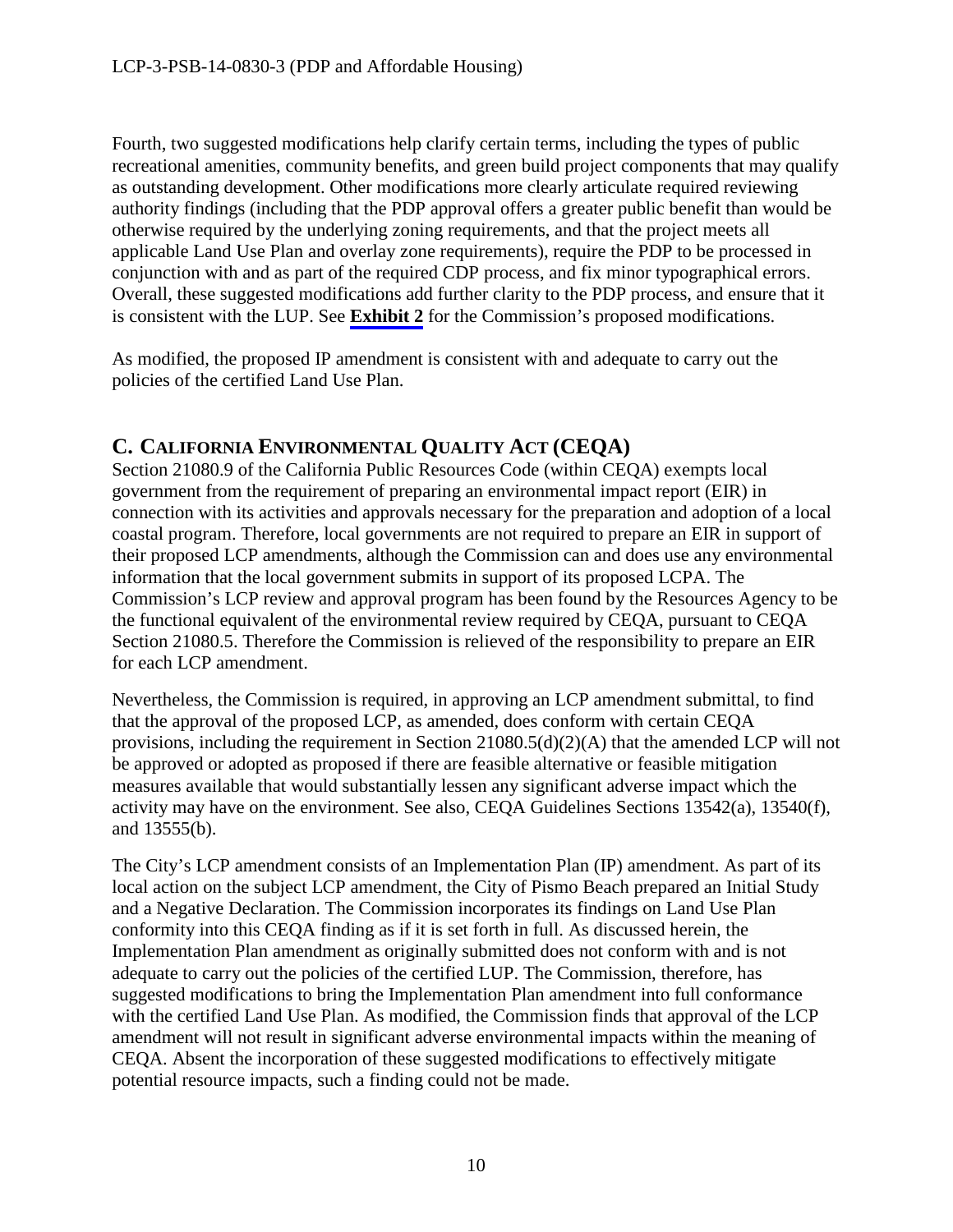Fourth, two suggested modifications help clarify certain terms, including the types of public recreational amenities, community benefits, and green build project components that may qualify as outstanding development. Other modifications more clearly articulate required reviewing authority findings (including that the PDP approval offers a greater public benefit than would be otherwise required by the underlying zoning requirements, and that the project meets all applicable Land Use Plan and overlay zone requirements), require the PDP to be processed in conjunction with and as part of the required CDP process, and fix minor typographical errors. Overall, these suggested modifications add further clarity to the PDP process, and ensure that it is consistent with the LUP. See **Exhibit 2** for the Commission's proposed modifications.

As modified, the proposed IP amendment is consistent with and adequate to carry out the policies of the certified Land Use Plan.

## C. CALIFORNIA ENVIRONMENTAL QUALITY ACT (CEQA)

Section 21080.9 of the California Public Resources Code (within CEQA) exempts local government from the requirement of preparing an environmental impact report (EIR) in connection with its activities and approvals necessary for the preparation and adoption of a local coastal program. Therefore, local governments are not required to prepare an EIR in support of their proposed LCP amendments, although the Commission can and does use any environmental information that the local government submits in support of its proposed LCPA. The Commission's LCP review and approval program has been found by the Resources Agency to be the functional equivalent of the environmental review required by CEQA, pursuant to CEQA Section 21080.5. Therefore the Commission is relieved of the responsibility to prepare an EIR for each LCP amendment.

Nevertheless, the Commission is required, in approving an LCP amendment submittal, to find that the approval of the proposed LCP, as amended, does conform with certain CEQA provisions, including the requirement in Section 21080.5(d)(2)(A) that the amended LCP will not be approved or adopted as proposed if there are feasible alternative or feasible mitigation measures available that would substantially lessen any significant adverse impact which the activity may have on the environment. See also, CEQA Guidelines Sections 13542(a), 13540(f), and 13555(b).

The City's LCP amendment consists of an Implementation Plan (IP) amendment. As part of its local action on the subject LCP amendment, the City of Pismo Beach prepared an Initial Study and a Negative Declaration. The Commission incorporates its findings on Land Use Plan conformity into this CEQA finding as if it is set forth in full. As discussed herein, the Implementation Plan amendment as originally submitted does not conform with and is not adequate to carry out the policies of the certified LUP. The Commission, therefore, has suggested modifications to bring the Implementation Plan amendment into full conformance with the certified Land Use Plan. As modified, the Commission finds that approval of the LCP amendment will not result in significant adverse environmental impacts within the meaning of CEQA. Absent the incorporation of these suggested modifications to effectively mitigate potential resource impacts, such a finding could not be made.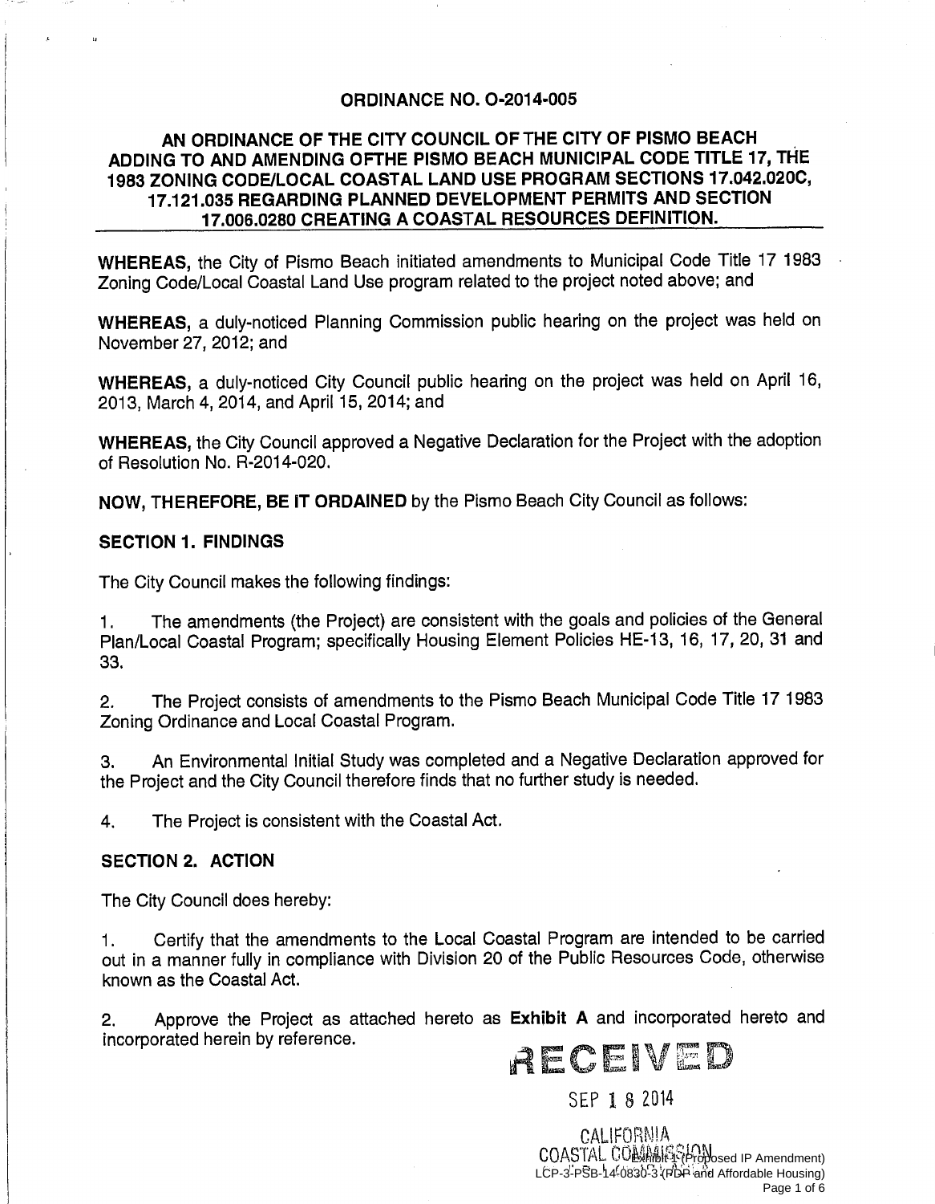## ORDINANCE NO. O-2014-005

## AN ORDINANCE OF THE CITY COUNCIL OF THE CITY OF PISMO BEACH ADDING TO AND AMENDING OFTHE PISMO BEACH MUNICIPAL CODE TITLE 17, THE 1983 ZONING CODE/LOCAL COASTAL LAND USE PROGRAM SECTIONS 17.042.020C, 17.121.035 REGARDING PLANNED DEVELOPMENT PERMITS AND SECTION 17.006.0280 CREATING A COASTAL RESOURCES DEFINITION.

**WHEREAS,** the City of Pismo Beach initiated amendments to Municipal Code Title 17 1983 Zoning Code/Local Coastal Land Use program related to the project noted above; and

**WHEREAS,** a duly-noticed Planning Commission public hearing on the project was held on November 27, 2012; and

**WHEREAS,** a duly-noticed City Council public hearing on the project was held on April 16, 2013, March 4, 2014, and April 15, 2014; and

**WHEREAS,** the City Council approved a Negative Declaration for the Project with the adoption of Resolution No. R-2014-020.

**NOW, THEREFORE, BE IT ORDAINED** by the Pismo Beach City Council as follows:

### SECTION 1. FINDINGS

The City Council makes the following findings:

1. The amendments (the Project) are consistent with the goals and policies of the General Plan/Local Coastal Program; specifically Housing Element Policies HE-13, 16, 17, 20, 31 and 33.

2. The Project consists of amendments to the Pismo Beach Municipal Code Title 17 1983 Zoning Ordinance and Local Coastal Program.

3. An Environmental Initial Study was completed and a Negative Declaration approved for the Project and the City Council therefore finds that no further study is needed.

4. The Project is consistent with the Coastal Act.

### SECTION 2. ACTION

The City Council does hereby:

1. Certify that the amendments to the Local Coastal Program are intended to be carried out in a manner fully in compliance with Division 20 of the Public Resources Code, otherwise known as the Coastal Act.

2. Approve the Project as attached hereto as **Exhibit A** and incorporated hereto and incorporated herein by reference.

RECEIVED

SEP 18 2014

CALIFORNIA COASTAL COMMISSION

Exhibit 1 (Proposed IP Amendment)
LCP-3-PSB-14-0830-3 (PDP and Affordable Housing)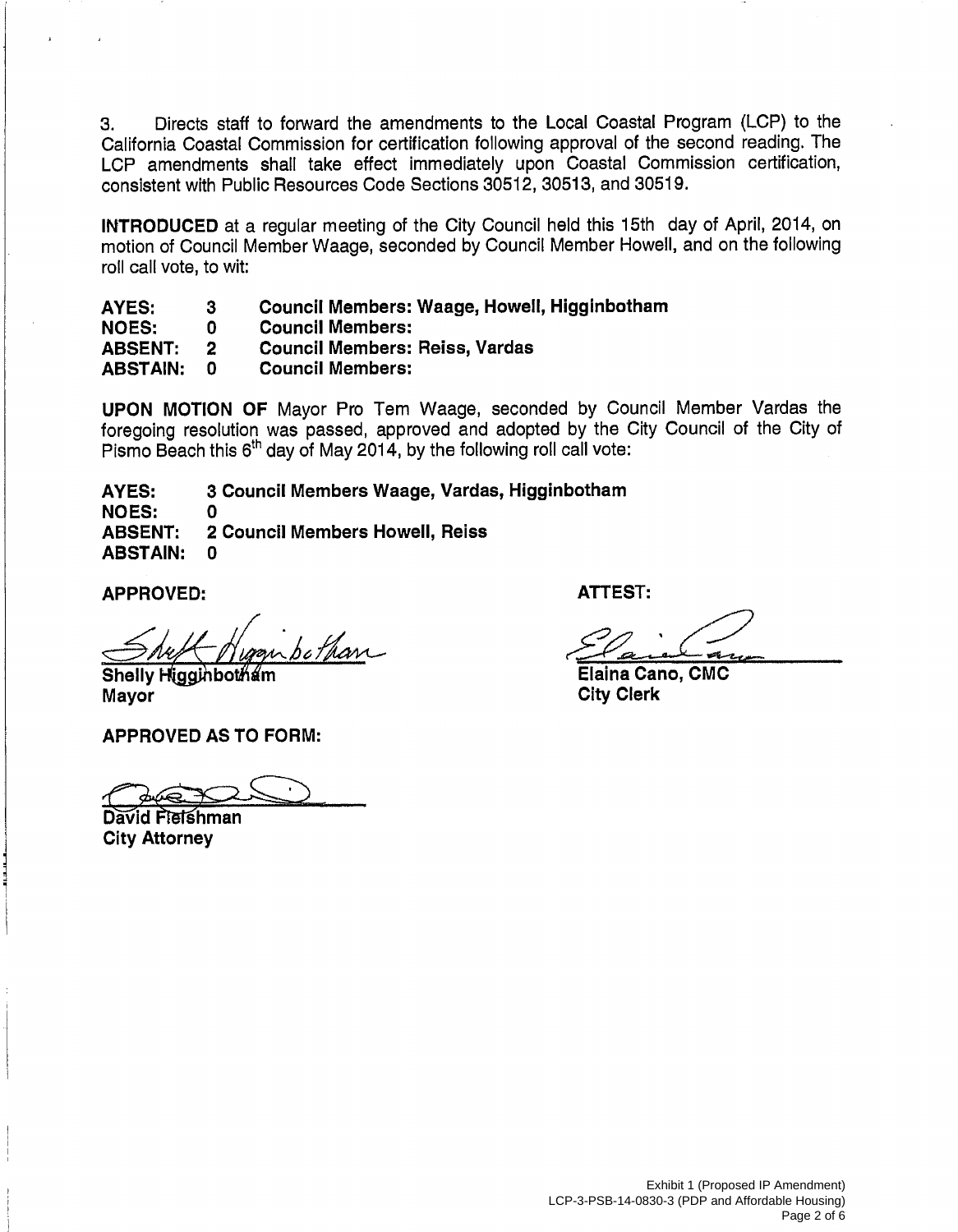3. Directs staff to forward the amendments to the Local Coastal Program (LCP) to the California Coastal Commission for certification following approval of the second reading. The LCP amendments shall take effect immediately upon Coastal Commission certification, consistent with Public Resources Code Sections 30512, 30513, and 30519.

**INTRODUCED** at a regular meeting of the City Council held this 15th day of April, 2014, on motion of Council Member Waage, seconded by Council Member Howell, and on the following roll call vote, to wit:

| | | |
|---|---|---|
| **AYES:** | **3** | **Council Members: Waage, Howell, Higginbotham** |
| **NOES:** | **0** | **Council Members:** |
| **ABSENT:** | **2** | **Council Members: Reiss, Vardas** |
| **ABSTAIN:** | **0** | **Council Members:** |

**UPON MOTION OF** Mayor Pro Tem Waage, seconded by Council Member Vardas the foregoing resolution was passed, approved and adopted by the City Council of the City of Pismo Beach this 6th day of May 2014, by the following roll call vote:

| | |
|---|---|
| **AYES:** | **3 Council Members Waage, Vardas, Higginbotham** |
| **NOES:** | **0** |
| **ABSENT:** | **2 Council Members Howell, Reiss** |
| **ABSTAIN:** | **0** |

**APPROVED:**

**Shelly Higginbotham**
**Mayor**

**ATTEST:**

**Elaina Cano, CMC**
**City Clerk**

**APPROVED AS TO FORM:**

**David Fleishman**
**City Attorney**

Exhibit 1 (Proposed IP Amendment)
LCP-3-PSB-14-0830-3 (PDP and Affordable Housing)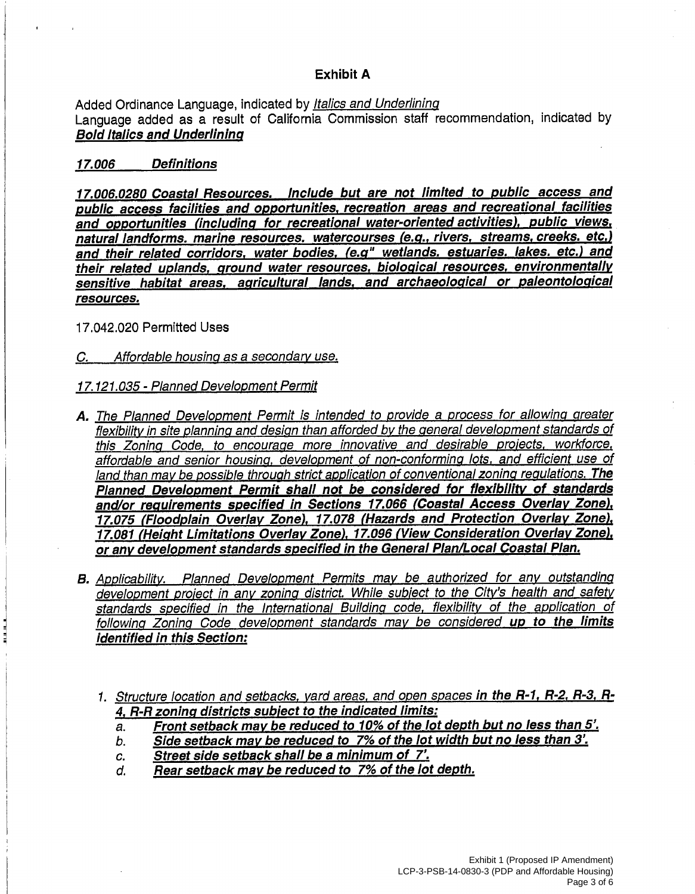## Exhibit A

Added Ordinance Language, indicated by *<u>Italics and Underlining</u>*
Language added as a result of California Commission staff recommendation, indicated by ***<u>Bold Italics and Underlining</u>***

***<u>17.006 Definitions</u>***

***<u>17.006.0280 Coastal Resources. Include but are not limited to public access and public access facilities and opportunities, recreation areas and recreational facilities and opportunities (including for recreational water-oriented activities), public views, natural landforms, marine resources, watercourses (e.g., rivers, streams, creeks, etc.) and their related corridors, water bodies, (e.g" wetlands, estuaries, lakes, etc.) and their related uplands, ground water resources, biological resources, environmentally sensitive habitat areas, agricultural lands, and archaeological or paleontological resources.</u>***

17.042.020 Permitted Uses

*<u>C. Affordable housing as a secondary use.</u>*

*<u>17.121.035 - Planned Development Permit</u>*

**A.** *<u>The Planned Development Permit is intended to provide a process for allowing greater flexibility in site planning and design than afforded by the general development standards of this Zoning Code, to encourage more innovative and desirable projects, workforce, affordable and senior housing, development of non-conforming lots, and efficient use of land than may be possible through strict application of conventional zoning regulations.</u>* ***<u>The Planned Development Permit shall not be considered for flexibility of standards and/or requirements specified in Sections 17.066 (Coastal Access Overlay Zone), 17.075 (Floodplain Overlay Zone), 17.078 (Hazards and Protection Overlay Zone), 17.081 (Height Limitations Overlay Zone), 17.096 (View Consideration Overlay Zone), or any development standards specified in the General Plan/Local Coastal Plan.</u>***

**B.** *<u>Applicability. Planned Development Permits may be authorized for any outstanding development project in any zoning district. While subject to the City's health and safety standards specified in the International Building code, flexibility of the application of following Zoning Code development standards may be considered</u>* ***<u>up to the limits identified in this Section:</u>***

1. *<u>Structure location and setbacks, yard areas, and open spaces</u>* ***<u>in the R-1, R-2, R-3, R-4, R-R zoning districts subject to the indicated limits:</u>***
   a. ***<u>Front setback may be reduced to 10% of the lot depth but no less than 5'.</u>***
   b. ***<u>Side setback may be reduced to 7% of the lot width but no less than 3'.</u>***
   c. ***<u>Street side setback shall be a minimum of 7'.</u>***
   d. ***<u>Rear setback may be reduced to 7% of the lot depth.</u>***

Exhibit 1 (Proposed IP Amendment)
LCP-3-PSB-14-0830-3 (PDP and Affordable Housing)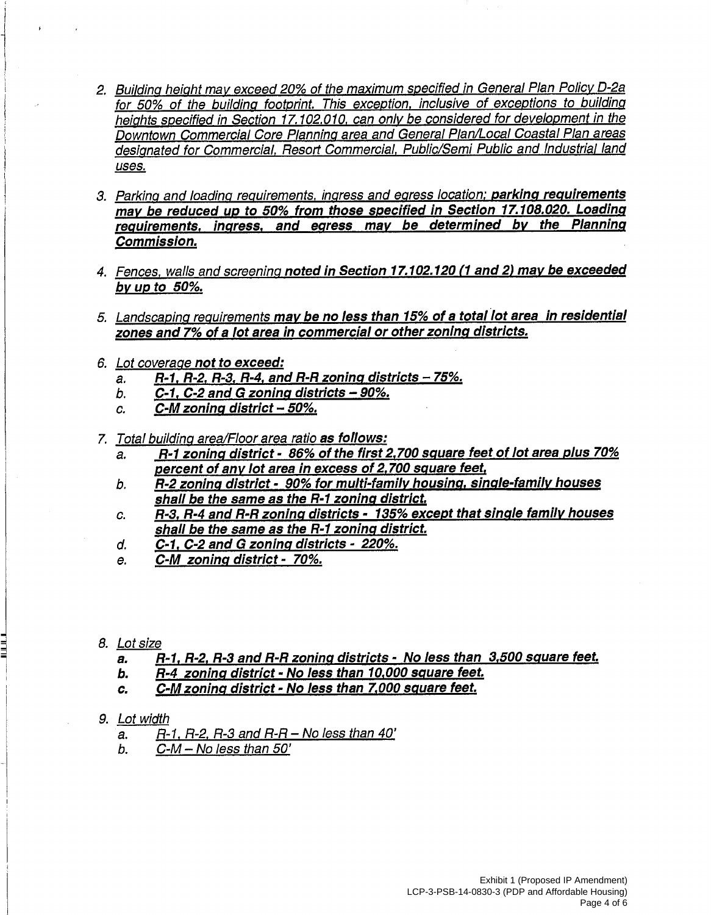2. *Building height may exceed 20% of the maximum specified in General Plan Policy D-2a for 50% of the building footprint. This exception, inclusive of exceptions to building heights specified in Section 17.102.010, can only be considered for development in the Downtown Commercial Core Planning area and General Plan/Local Coastal Plan areas designated for Commercial, Resort Commercial, Public/Semi Public and Industrial land uses.*

3. *Parking and loading requirements, ingress and egress location;* ***parking requirements may be reduced up to 50% from those specified in Section 17.108.020. Loading requirements, ingress, and egress may be determined by the Planning Commission.***

4. *Fences, walls and screening* ***noted in Section 17.102.120 (1 and 2) may be exceeded by up to 50%.***

5. *Landscaping requirements* ***may be no less than 15% of a total lot area in residential zones and 7% of a lot area in commercial or other zoning districts.***

6. *Lot coverage* ***not to exceed:***
   a. ***R-1, R-2, R-3, R-4, and R-R zoning districts – 75%.***
   b. ***C-1, C-2 and G zoning districts – 90%.***
   c. ***C-M zoning district – 50%.***

7. *Total building area/Floor area ratio* ***as follows:***
   a. ***R-1 zoning district - 86% of the first 2,700 square feet of lot area plus 70% percent of any lot area in excess of 2,700 square feet,***
   b. ***R-2 zoning district - 90% for multi-family housing, single-family houses shall be the same as the R-1 zoning district.***
   c. ***R-3, R-4 and R-R zoning districts - 135% except that single family houses shall be the same as the R-1 zoning district.***
   d. ***C-1, C-2 and G zoning districts - 220%.***
   e. ***C-M zoning district - 70%.***

8. *Lot size*
   a. ***R-1, R-2, R-3 and R-R zoning districts - No less than 3,500 square feet.***
   b. ***R-4 zoning district - No less than 10,000 square feet.***
   c. ***C-M zoning district - No less than 7,000 square feet.***

9. *Lot width*
   a. *R-1, R-2, R-3 and R-R – No less than 40'*
   b. *C-M – No less than 50'*

Exhibit 1 (Proposed IP Amendment)
LCP-3-PSB-14-0830-3 (PDP and Affordable Housing)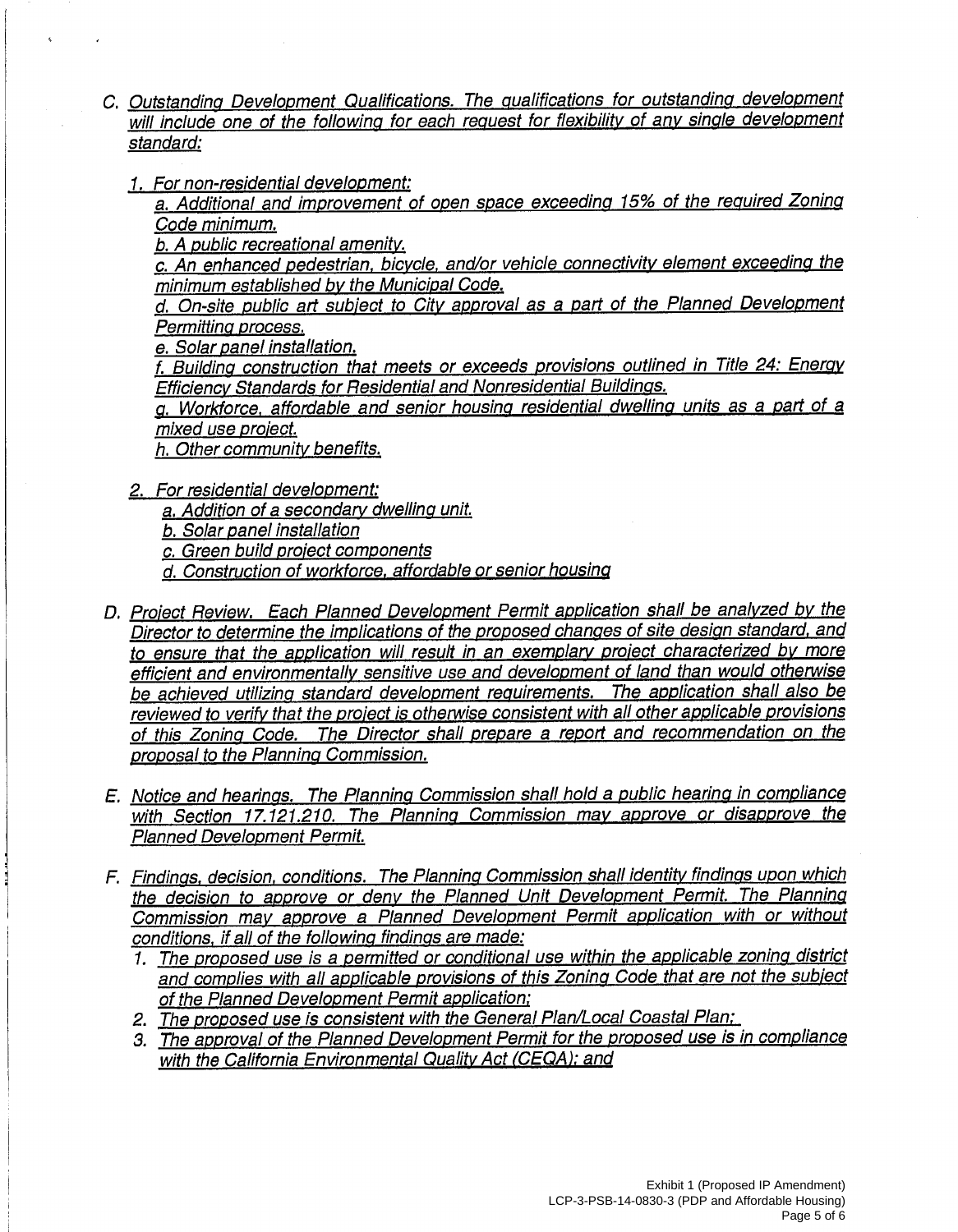C. *Outstanding Development Qualifications. The qualifications for outstanding development will include one of the following for each request for flexibility of any single development standard:*

1. *For non-residential development:*

   a. *Additional and improvement of open space exceeding 15% of the required Zoning Code minimum.*

   b. *A public recreational amenity.*

   c. *An enhanced pedestrian, bicycle, and/or vehicle connectivity element exceeding the minimum established by the Municipal Code.*

   d. *On-site public art subject to City approval as a part of the Planned Development Permitting process.*

   e. *Solar panel installation.*

   f. *Building construction that meets or exceeds provisions outlined in Title 24: Energy Efficiency Standards for Residential and Nonresidential Buildings.*

   g. *Workforce, affordable and senior housing residential dwelling units as a part of a mixed use project.*

   h. *Other community benefits.*

2. *For residential development:*

   a. *Addition of a secondary dwelling unit.*

   b. *Solar panel installation*

   c. *Green build project components*

   d. *Construction of workforce, affordable or senior housing*

D. *Project Review. Each Planned Development Permit application shall be analyzed by the Director to determine the implications of the proposed changes of site design standard, and to ensure that the application will result in an exemplary project characterized by more efficient and environmentally sensitive use and development of land than would otherwise be achieved utilizing standard development requirements. The application shall also be reviewed to verify that the project is otherwise consistent with all other applicable provisions of this Zoning Code. The Director shall prepare a report and recommendation on the proposal to the Planning Commission.*

E. *Notice and hearings. The Planning Commission shall hold a public hearing in compliance with Section 17.121.210. The Planning Commission may approve or disapprove the Planned Development Permit.*

F. *Findings, decision, conditions. The Planning Commission shall identity findings upon which the decision to approve or deny the Planned Unit Development Permit. The Planning Commission may approve a Planned Development Permit application with or without conditions, if all of the following findings are made:*

1. *The proposed use is a permitted or conditional use within the applicable zoning district and complies with all applicable provisions of this Zoning Code that are not the subject of the Planned Development Permit application;*
2. *The proposed use is consistent with the General Plan/Local Coastal Plan;*
3. *The approval of the Planned Development Permit for the proposed use is in compliance with the California Environmental Quality Act (CEQA); and*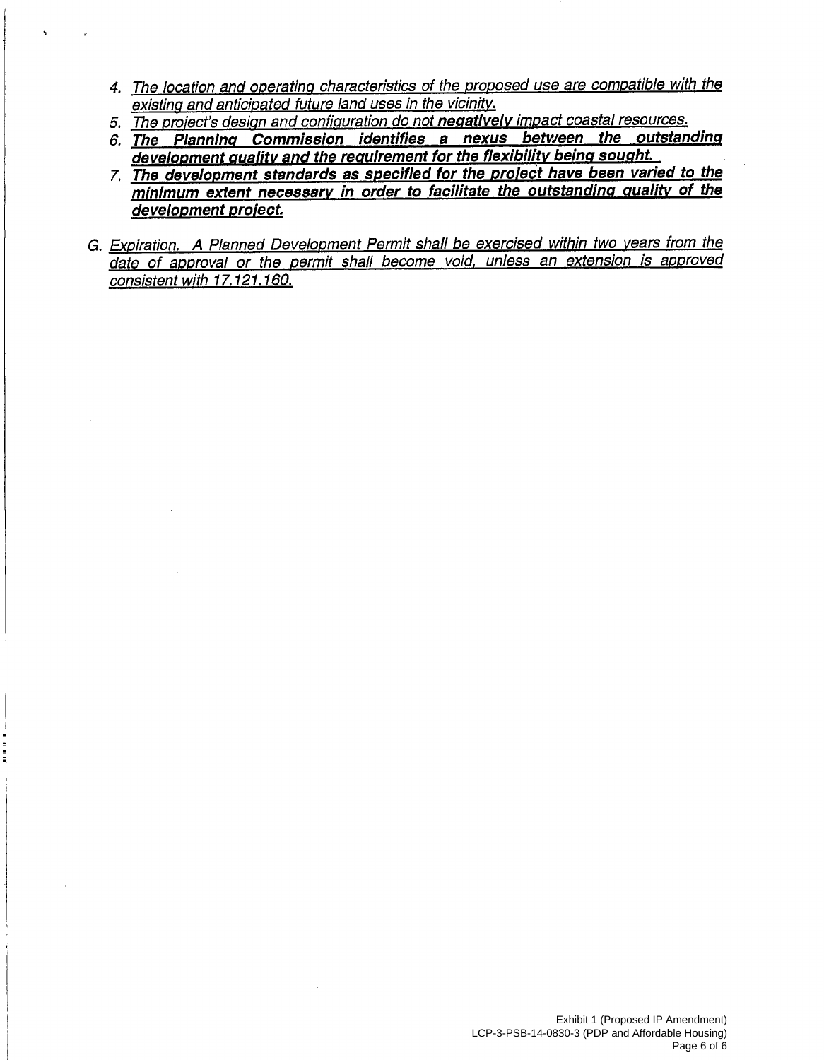4. *The location and operating characteristics of the proposed use are compatible with the existing and anticipated future land uses in the vicinity.*
5. *The project's design and configuration do not **negatively** impact coastal resources.*
6. ***The Planning Commission identifies a nexus between the outstanding development quality and the requirement for the flexibility being sought.***
7. ***The development standards as specified for the project have been varied to the minimum extent necessary in order to facilitate the outstanding quality of the development project.***

G. *Expiration. A Planned Development Permit shall be exercised within two years from the date of approval or the permit shall become void, unless an extension is approved consistent with 17.121.160.*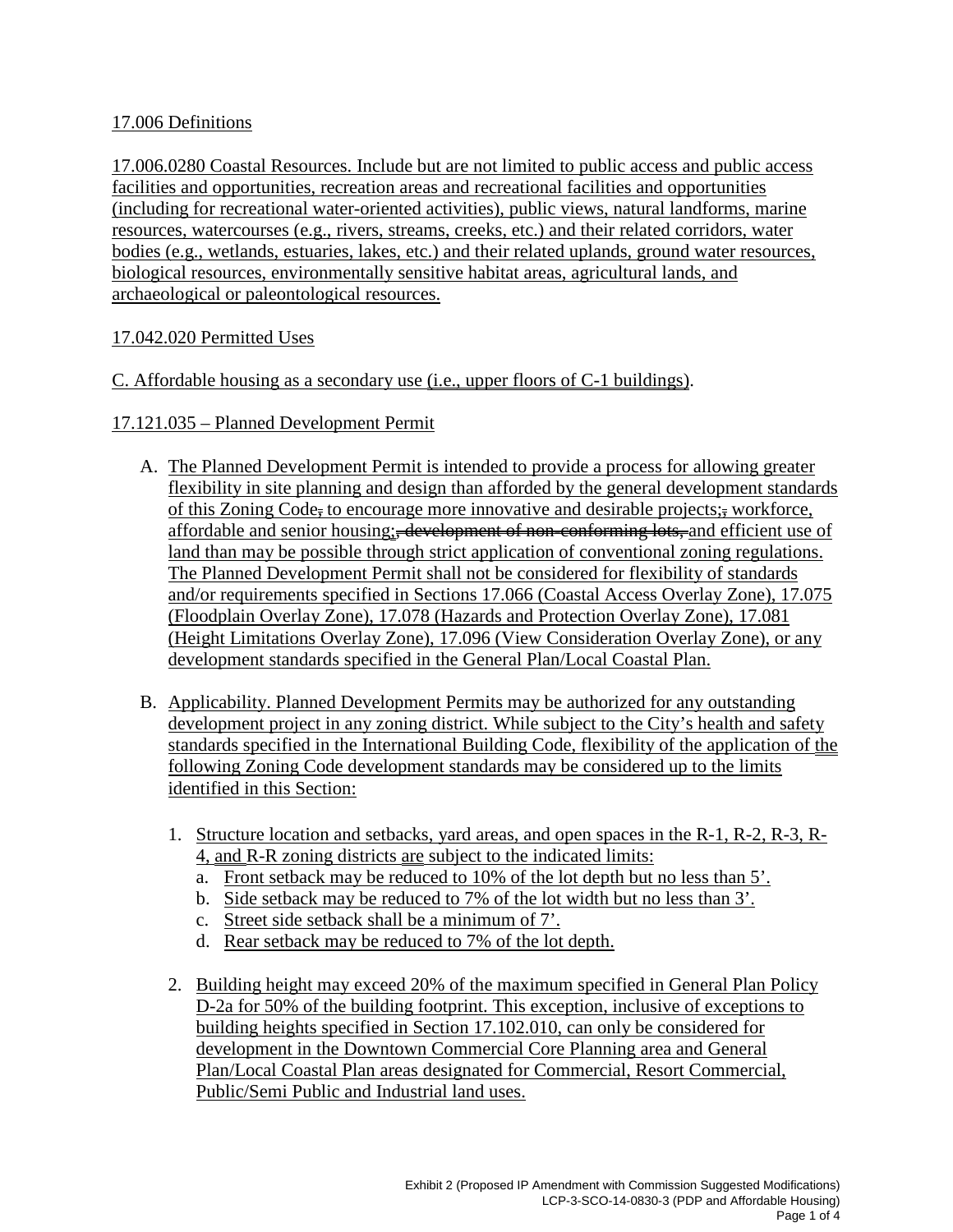17.006 Definitions

17.006.0280 Coastal Resources. Include but are not limited to public access and public access facilities and opportunities, recreation areas and recreational facilities and opportunities (including for recreational water-oriented activities), public views, natural landforms, marine resources, watercourses (e.g., rivers, streams, creeks, etc.) and their related corridors, water bodies (e.g., wetlands, estuaries, lakes, etc.) and their related uplands, ground water resources, biological resources, environmentally sensitive habitat areas, agricultural lands, and archaeological or paleontological resources.

17.042.020 Permitted Uses

C. Affordable housing as a secondary use (i.e., upper floors of C-1 buildings).

17.121.035 – Planned Development Permit

A. The Planned Development Permit is intended to provide a process for allowing greater flexibility in site planning and design than afforded by the general development standards of this Zoning Code~~,~~ to encourage more innovative and desirable projects;~~,~~ workforce, affordable and senior housing;~~, development of non-conforming lots,~~ and efficient use of land than may be possible through strict application of conventional zoning regulations. The Planned Development Permit shall not be considered for flexibility of standards and/or requirements specified in Sections 17.066 (Coastal Access Overlay Zone), 17.075 (Floodplain Overlay Zone), 17.078 (Hazards and Protection Overlay Zone), 17.081 (Height Limitations Overlay Zone), 17.096 (View Consideration Overlay Zone), or any development standards specified in the General Plan/Local Coastal Plan.

B. Applicability. Planned Development Permits may be authorized for any outstanding development project in any zoning district. While subject to the City's health and safety standards specified in the International Building Code, flexibility of the application of the following Zoning Code development standards may be considered up to the limits identified in this Section:

   1. Structure location and setbacks, yard areas, and open spaces in the R-1, R-2, R-3, R-4, and R-R zoning districts are subject to the indicated limits:
      a. Front setback may be reduced to 10% of the lot depth but no less than 5'.
      b. Side setback may be reduced to 7% of the lot width but no less than 3'.
      c. Street side setback shall be a minimum of 7'.
      d. Rear setback may be reduced to 7% of the lot depth.

   2. Building height may exceed 20% of the maximum specified in General Plan Policy D-2a for 50% of the building footprint. This exception, inclusive of exceptions to building heights specified in Section 17.102.010, can only be considered for development in the Downtown Commercial Core Planning area and General Plan/Local Coastal Plan areas designated for Commercial, Resort Commercial, Public/Semi Public and Industrial land uses.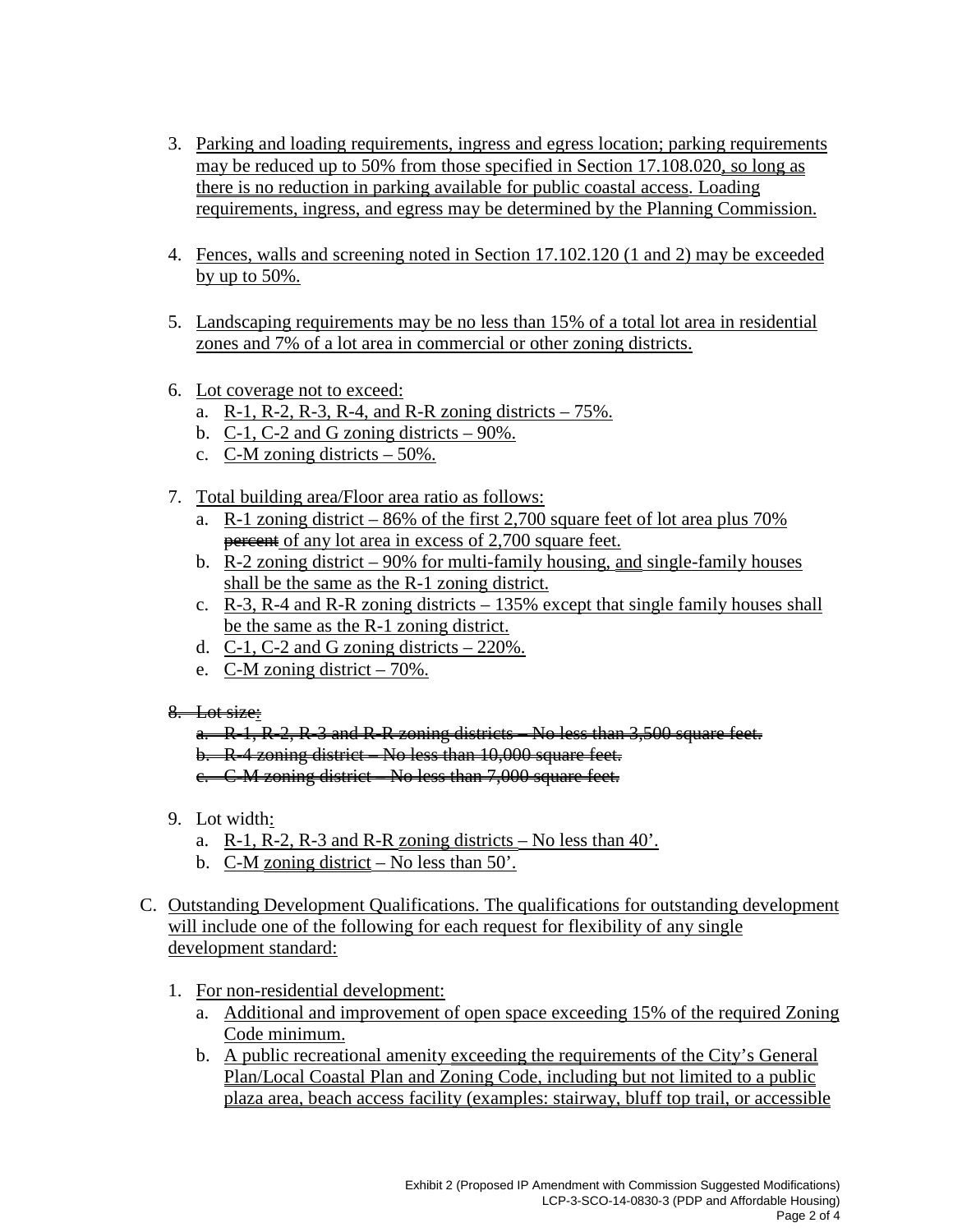3. Parking and loading requirements, ingress and egress location; parking requirements may be reduced up to 50% from those specified in Section 17.108.020, so long as there is no reduction in parking available for public coastal access. Loading requirements, ingress, and egress may be determined by the Planning Commission.

4. Fences, walls and screening noted in Section 17.102.120 (1 and 2) may be exceeded by up to 50%.

5. Landscaping requirements may be no less than 15% of a total lot area in residential zones and 7% of a lot area in commercial or other zoning districts.

6. Lot coverage not to exceed:
   a. R-1, R-2, R-3, R-4, and R-R zoning districts – 75%.
   b. C-1, C-2 and G zoning districts – 90%.
   c. C-M zoning districts – 50%.

7. Total building area/Floor area ratio as follows:
   a. R-1 zoning district – 86% of the first 2,700 square feet of lot area plus 70% ~~percent~~ of any lot area in excess of 2,700 square feet.
   b. R-2 zoning district – 90% for multi-family housing, and single-family houses shall be the same as the R-1 zoning district.
   c. R-3, R-4 and R-R zoning districts – 135% except that single family houses shall be the same as the R-1 zoning district.
   d. C-1, C-2 and G zoning districts – 220%.
   e. C-M zoning district – 70%.

~~8. Lot size:~~
   ~~a. R-1, R-2, R-3 and R-R zoning districts – No less than 3,500 square feet.~~
   ~~b. R-4 zoning district – No less than 10,000 square feet.~~
   ~~c. C-M zoning district – No less than 7,000 square feet.~~

9. Lot width:
   a. R-1, R-2, R-3 and R-R zoning districts – No less than 40'.
   b. C-M zoning district – No less than 50'.

C. Outstanding Development Qualifications. The qualifications for outstanding development will include one of the following for each request for flexibility of any single development standard:

   1. For non-residential development:
      a. Additional and improvement of open space exceeding 15% of the required Zoning Code minimum.
      b. A public recreational amenity exceeding the requirements of the City's General Plan/Local Coastal Plan and Zoning Code, including but not limited to a public plaza area, beach access facility (examples: stairway, bluff top trail, or accessible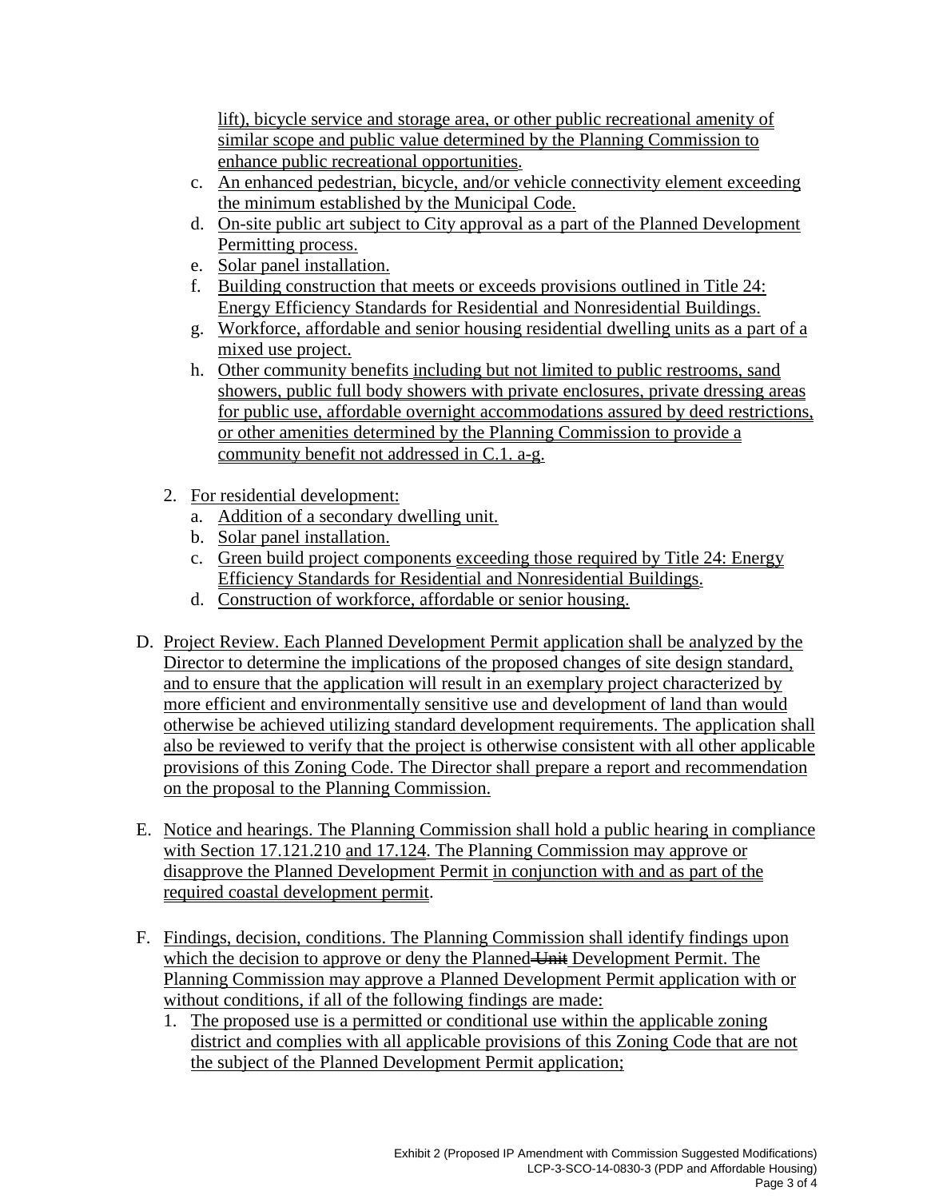lift), bicycle service and storage area, or other public recreational amenity of similar scope and public value determined by the Planning Commission to enhance public recreational opportunities.

   c. An enhanced pedestrian, bicycle, and/or vehicle connectivity element exceeding the minimum established by the Municipal Code.
   d. On-site public art subject to City approval as a part of the Planned Development Permitting process.
   e. Solar panel installation.
   f. Building construction that meets or exceeds provisions outlined in Title 24: Energy Efficiency Standards for Residential and Nonresidential Buildings.
   g. Workforce, affordable and senior housing residential dwelling units as a part of a mixed use project.
   h. Other community benefits including but not limited to public restrooms, sand showers, public full body showers with private enclosures, private dressing areas for public use, affordable overnight accommodations assured by deed restrictions, or other amenities determined by the Planning Commission to provide a community benefit not addressed in C.1. a-g.

2. For residential development:
   a. Addition of a secondary dwelling unit.
   b. Solar panel installation.
   c. Green build project components exceeding those required by Title 24: Energy Efficiency Standards for Residential and Nonresidential Buildings.
   d. Construction of workforce, affordable or senior housing.

D. Project Review. Each Planned Development Permit application shall be analyzed by the Director to determine the implications of the proposed changes of site design standard, and to ensure that the application will result in an exemplary project characterized by more efficient and environmentally sensitive use and development of land than would otherwise be achieved utilizing standard development requirements. The application shall also be reviewed to verify that the project is otherwise consistent with all other applicable provisions of this Zoning Code. The Director shall prepare a report and recommendation on the proposal to the Planning Commission.

E. Notice and hearings. The Planning Commission shall hold a public hearing in compliance with Section 17.121.210 and 17.124. The Planning Commission may approve or disapprove the Planned Development Permit in conjunction with and as part of the required coastal development permit.

F. Findings, decision, conditions. The Planning Commission shall identify findings upon which the decision to approve or deny the Planned ~~Unit~~ Development Permit. The Planning Commission may approve a Planned Development Permit application with or without conditions, if all of the following findings are made:
   1. The proposed use is a permitted or conditional use within the applicable zoning district and complies with all applicable provisions of this Zoning Code that are not the subject of the Planned Development Permit application;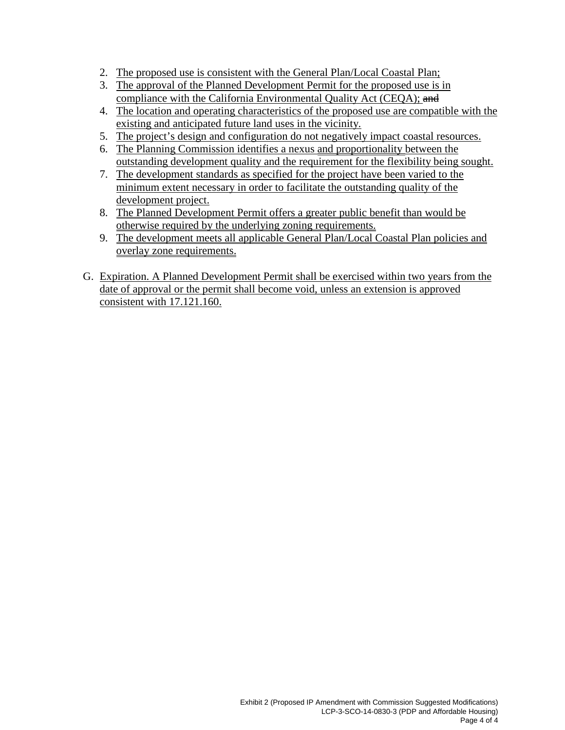2. The proposed use is consistent with the General Plan/Local Coastal Plan;
3. The approval of the Planned Development Permit for the proposed use is in compliance with the California Environmental Quality Act (CEQA); ~~and~~
4. The location and operating characteristics of the proposed use are compatible with the existing and anticipated future land uses in the vicinity.
5. The project's design and configuration do not negatively impact coastal resources.
6. The Planning Commission identifies a nexus and proportionality between the outstanding development quality and the requirement for the flexibility being sought.
7. The development standards as specified for the project have been varied to the minimum extent necessary in order to facilitate the outstanding quality of the development project.
8. The Planned Development Permit offers a greater public benefit than would be otherwise required by the underlying zoning requirements.
9. The development meets all applicable General Plan/Local Coastal Plan policies and overlay zone requirements.

G. Expiration. A Planned Development Permit shall be exercised within two years from the date of approval or the permit shall become void, unless an extension is approved consistent with 17.121.160.